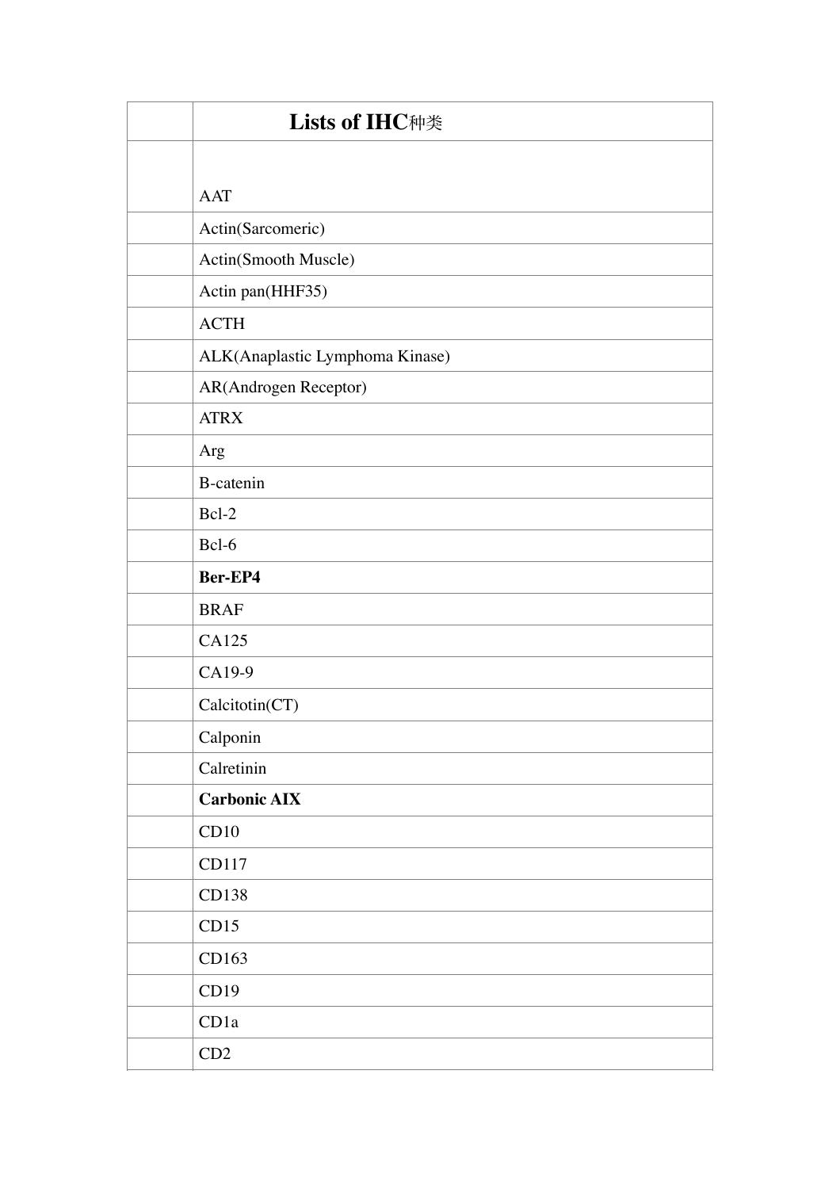|  | **Lists of IHC种类** |
|---|---|
|  | AAT |
|  | Actin(Sarcomeric) |
|  | Actin(Smooth Muscle) |
|  | Actin pan(HHF35) |
|  | ACTH |
|  | ALK(Anaplastic Lymphoma Kinase) |
|  | AR(Androgen Receptor) |
|  | ATRX |
|  | Arg |
|  | B-catenin |
|  | Bcl-2 |
|  | Bcl-6 |
|  | **Ber-EP4** |
|  | BRAF |
|  | CA125 |
|  | CA19-9 |
|  | Calcitotin(CT) |
|  | Calponin |
|  | Calretinin |
|  | **Carbonic AIX** |
|  | CD10 |
|  | CD117 |
|  | CD138 |
|  | CD15 |
|  | CD163 |
|  | CD19 |
|  | CD1a |
|  | CD2 |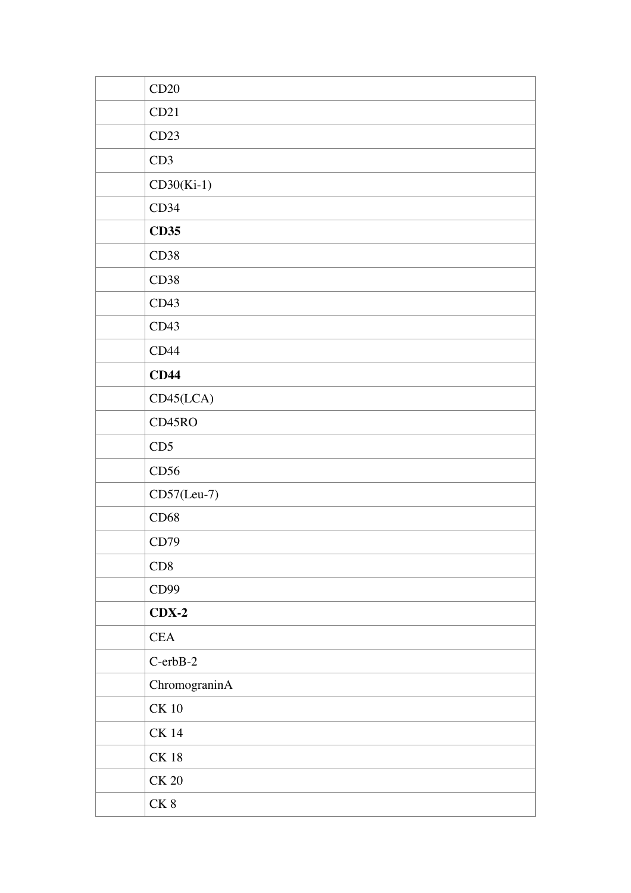| | |
|---|---|
| | CD20 |
| | CD21 |
| | CD23 |
| | CD3 |
| | CD30(Ki-1) |
| | CD34 |
| | **CD35** |
| | CD38 |
| | CD38 |
| | CD43 |
| | CD43 |
| | CD44 |
| | **CD44** |
| | CD45(LCA) |
| | CD45RO |
| | CD5 |
| | CD56 |
| | CD57(Leu-7) |
| | CD68 |
| | CD79 |
| | CD8 |
| | CD99 |
| | **CDX-2** |
| | CEA |
| | C-erbB-2 |
| | ChromograninA |
| | CK 10 |
| | CK 14 |
| | CK 18 |
| | CK 20 |
| | CK 8 |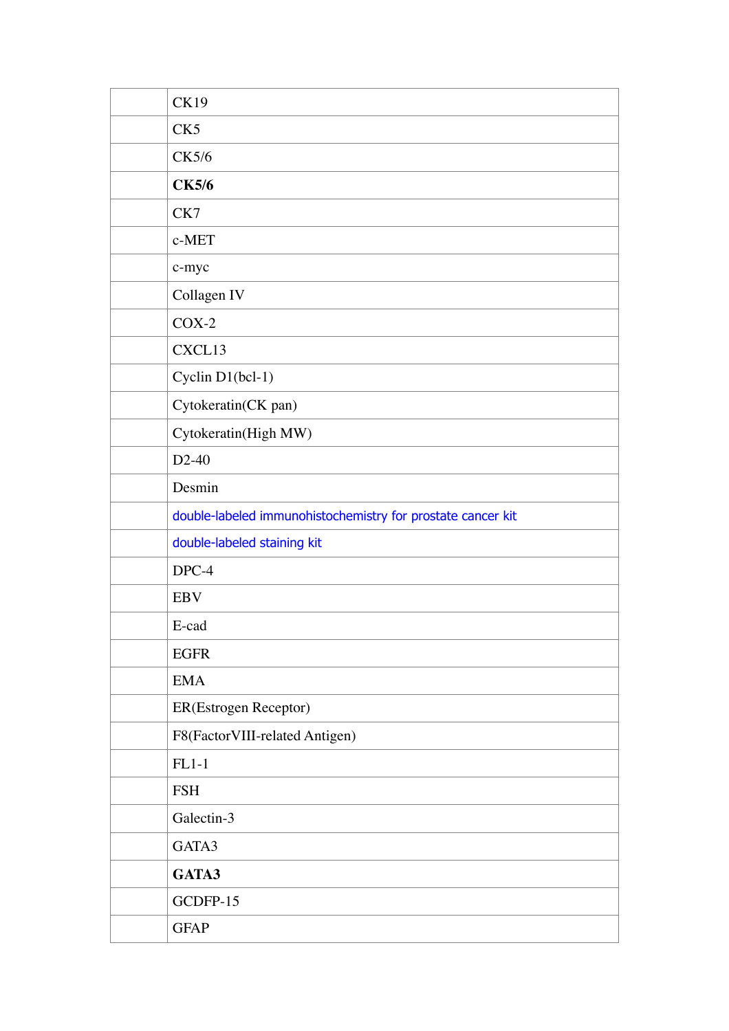| | |
|---|---|
| | CK19 |
| | CK5 |
| | CK5/6 |
| | **CK5/6** |
| | CK7 |
| | c-MET |
| | c-myc |
| | Collagen IV |
| | COX-2 |
| | CXCL13 |
| | Cyclin D1(bcl-1) |
| | Cytokeratin(CK pan) |
| | Cytokeratin(High MW) |
| | D2-40 |
| | Desmin |
| | double-labeled immunohistochemistry for prostate cancer kit |
| | double-labeled staining kit |
| | DPC-4 |
| | EBV |
| | E-cad |
| | EGFR |
| | EMA |
| | ER(Estrogen Receptor) |
| | F8(FactorVIII-related Antigen) |
| | FL1-1 |
| | FSH |
| | Galectin-3 |
| | GATA3 |
| | **GATA3** |
| | GCDFP-15 |
| | GFAP |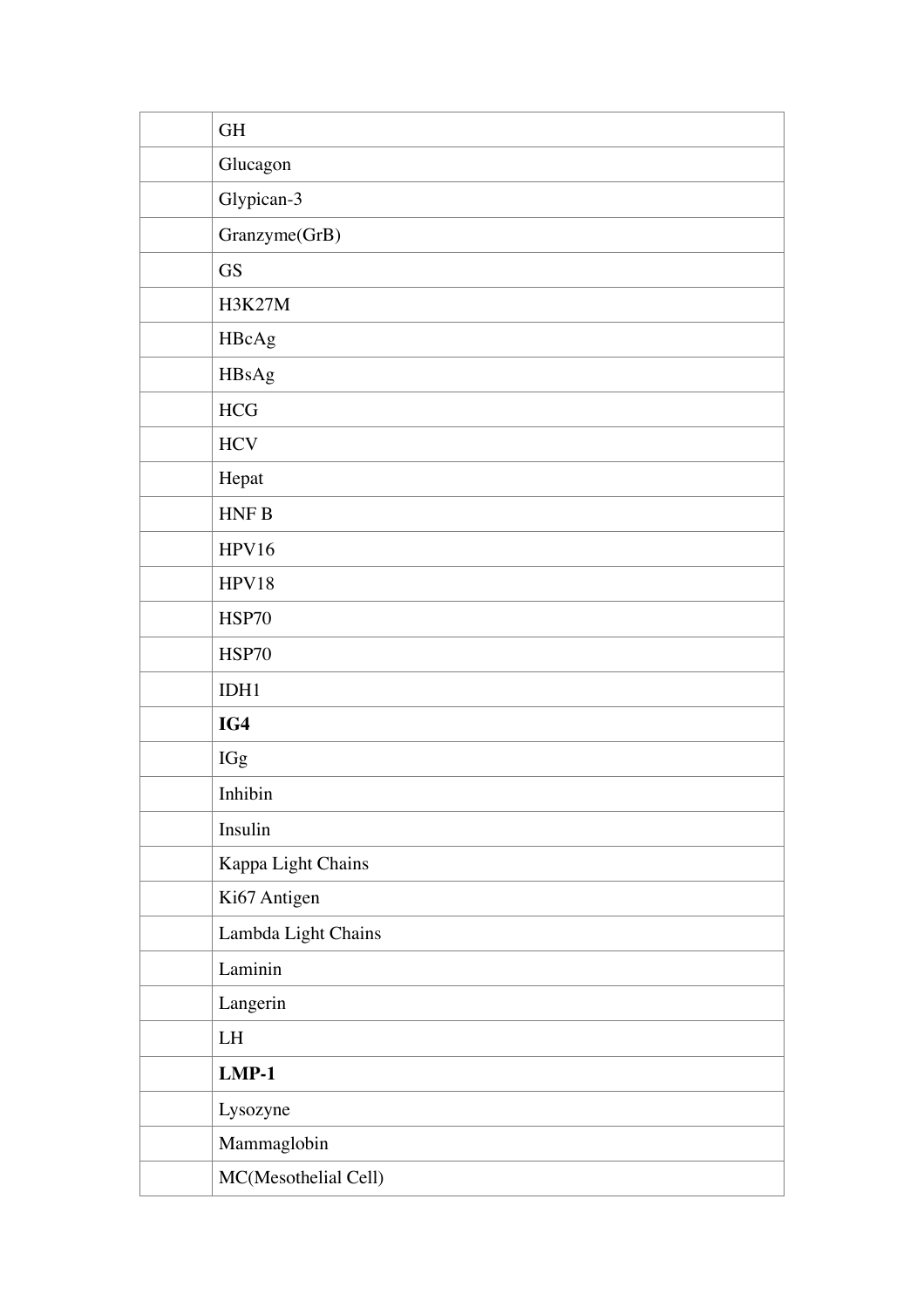| | |
|---|---|
| | GH |
| | Glucagon |
| | Glypican-3 |
| | Granzyme(GrB) |
| | GS |
| | H3K27M |
| | HBcAg |
| | HBsAg |
| | HCG |
| | HCV |
| | Hepat |
| | HNF B |
| | HPV16 |
| | HPV18 |
| | HSP70 |
| | HSP70 |
| | IDH1 |
| | **IG4** |
| | IGg |
| | Inhibin |
| | Insulin |
| | Kappa Light Chains |
| | Ki67 Antigen |
| | Lambda Light Chains |
| | Laminin |
| | Langerin |
| | LH |
| | **LMP-1** |
| | Lysozyne |
| | Mammaglobin |
| | MC(Mesothelial Cell) |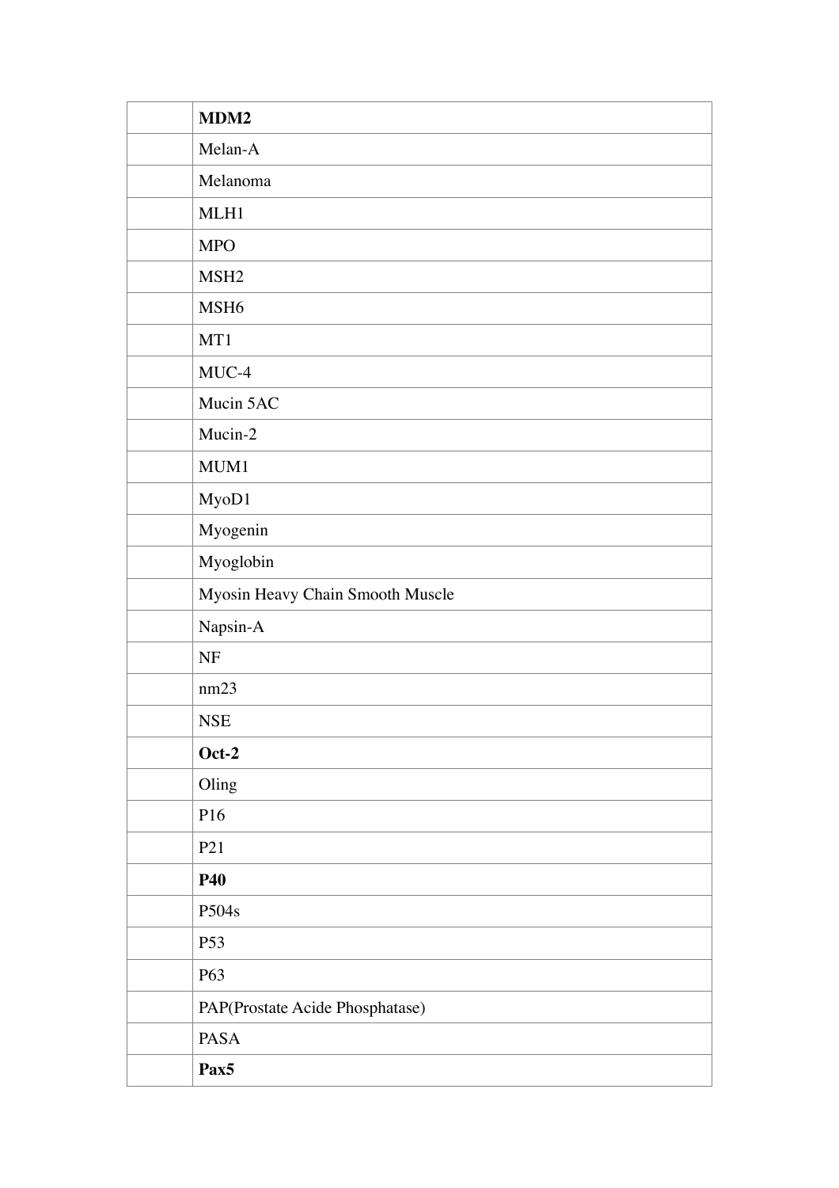| | |
|---|---|
| | **MDM2** |
| | Melan-A |
| | Melanoma |
| | MLH1 |
| | MPO |
| | MSH2 |
| | MSH6 |
| | MT1 |
| | MUC-4 |
| | Mucin 5AC |
| | Mucin-2 |
| | MUM1 |
| | MyoD1 |
| | Myogenin |
| | Myoglobin |
| | Myosin Heavy Chain Smooth Muscle |
| | Napsin-A |
| | NF |
| | nm23 |
| | NSE |
| | **Oct-2** |
| | Oling |
| | P16 |
| | P21 |
| | **P40** |
| | P504s |
| | P53 |
| | P63 |
| | PAP(Prostate Acide Phosphatase) |
| | PASA |
| | **Pax5** |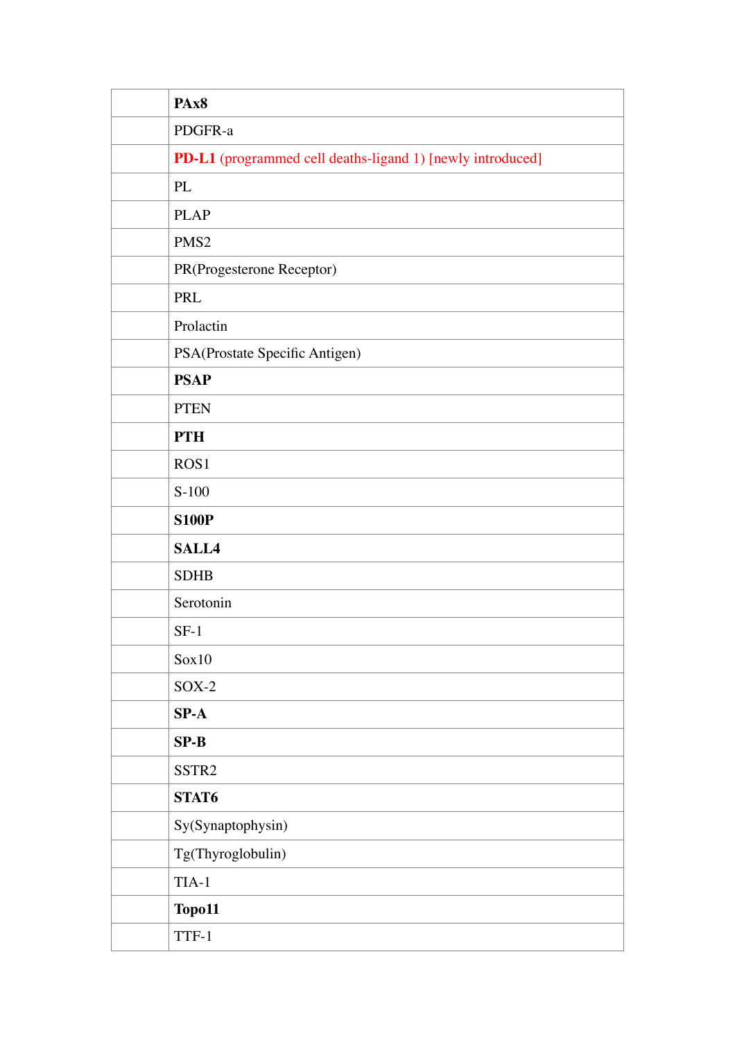| | |
|---|---|
| | **PAx8** |
| | PDGFR-a |
| | **PD-L1** (programmed cell deaths-ligand 1) [newly introduced] |
| | PL |
| | PLAP |
| | PMS2 |
| | PR(Progesterone Receptor) |
| | PRL |
| | Prolactin |
| | PSA(Prostate Specific Antigen) |
| | **PSAP** |
| | PTEN |
| | **PTH** |
| | ROS1 |
| | S-100 |
| | **S100P** |
| | **SALL4** |
| | SDHB |
| | Serotonin |
| | SF-1 |
| | Sox10 |
| | SOX-2 |
| | **SP-A** |
| | **SP-B** |
| | SSTR2 |
| | **STAT6** |
| | Sy(Synaptophysin) |
| | Tg(Thyroglobulin) |
| | TIA-1 |
| | **Topo11** |
| | TTF-1 |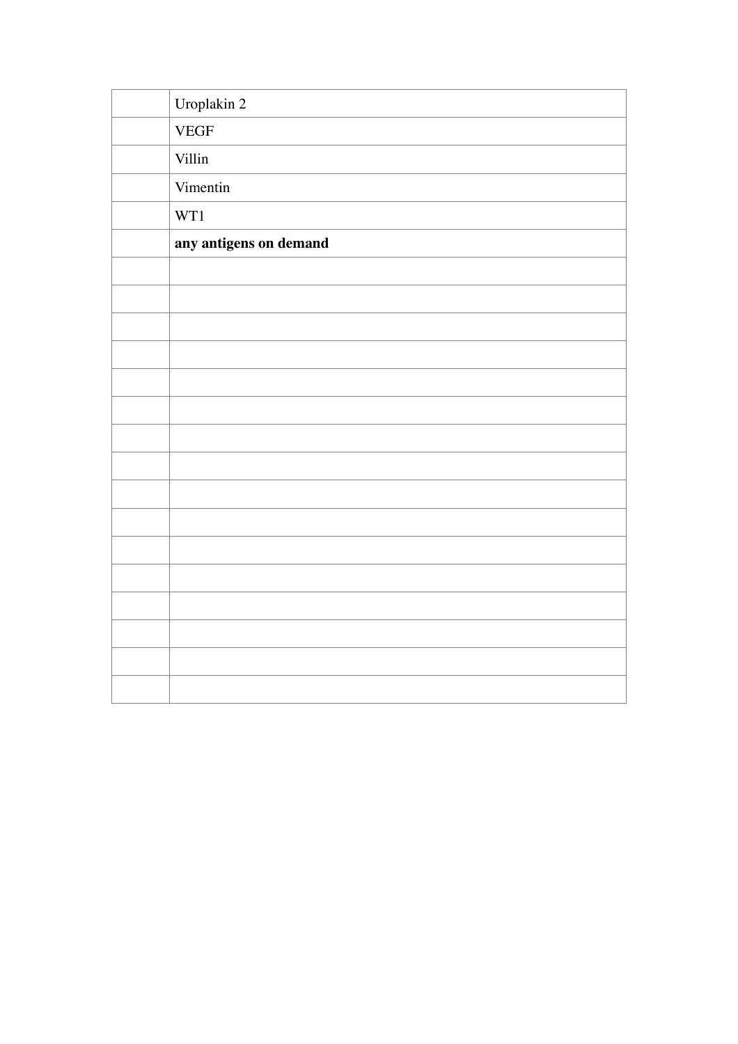| | |
|---|---|
| | Uroplakin 2 |
| | VEGF |
| | Villin |
| | Vimentin |
| | WT1 |
| | **any antigens on demand** |
| | |
| | |
| | |
| | |
| | |
| | |
| | |
| | |
| | |
| | |
| | |
| | |
| | |
| | |
| | |
| | |